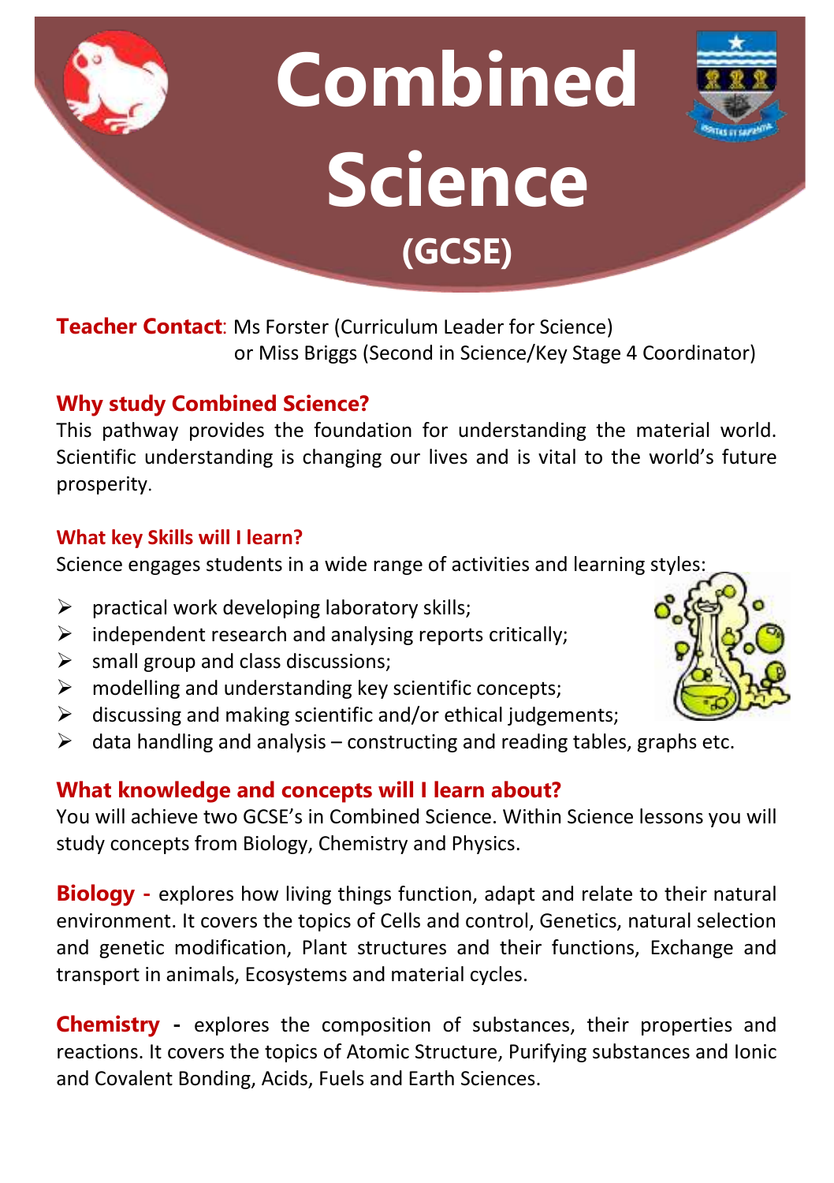# Combined Science (GCSE)

**Teacher Contact**: Ms Forster (Curriculum Leader for Science)
or Miss Briggs (Second in Science/Key Stage 4 Coordinator)

## Why study Combined Science?

This pathway provides the foundation for understanding the material world. Scientific understanding is changing our lives and is vital to the world's future prosperity.

### What key Skills will I learn?

Science engages students in a wide range of activities and learning styles:

- practical work developing laboratory skills;
- independent research and analysing reports critically;
- small group and class discussions;
- modelling and understanding key scientific concepts;
- discussing and making scientific and/or ethical judgements;
- data handling and analysis – constructing and reading tables, graphs etc.

## What knowledge and concepts will I learn about?

You will achieve two GCSE's in Combined Science. Within Science lessons you will study concepts from Biology, Chemistry and Physics.

**Biology -** explores how living things function, adapt and relate to their natural environment. It covers the topics of Cells and control, Genetics, natural selection and genetic modification, Plant structures and their functions, Exchange and transport in animals, Ecosystems and material cycles.

**Chemistry -** explores the composition of substances, their properties and reactions. It covers the topics of Atomic Structure, Purifying substances and Ionic and Covalent Bonding, Acids, Fuels and Earth Sciences.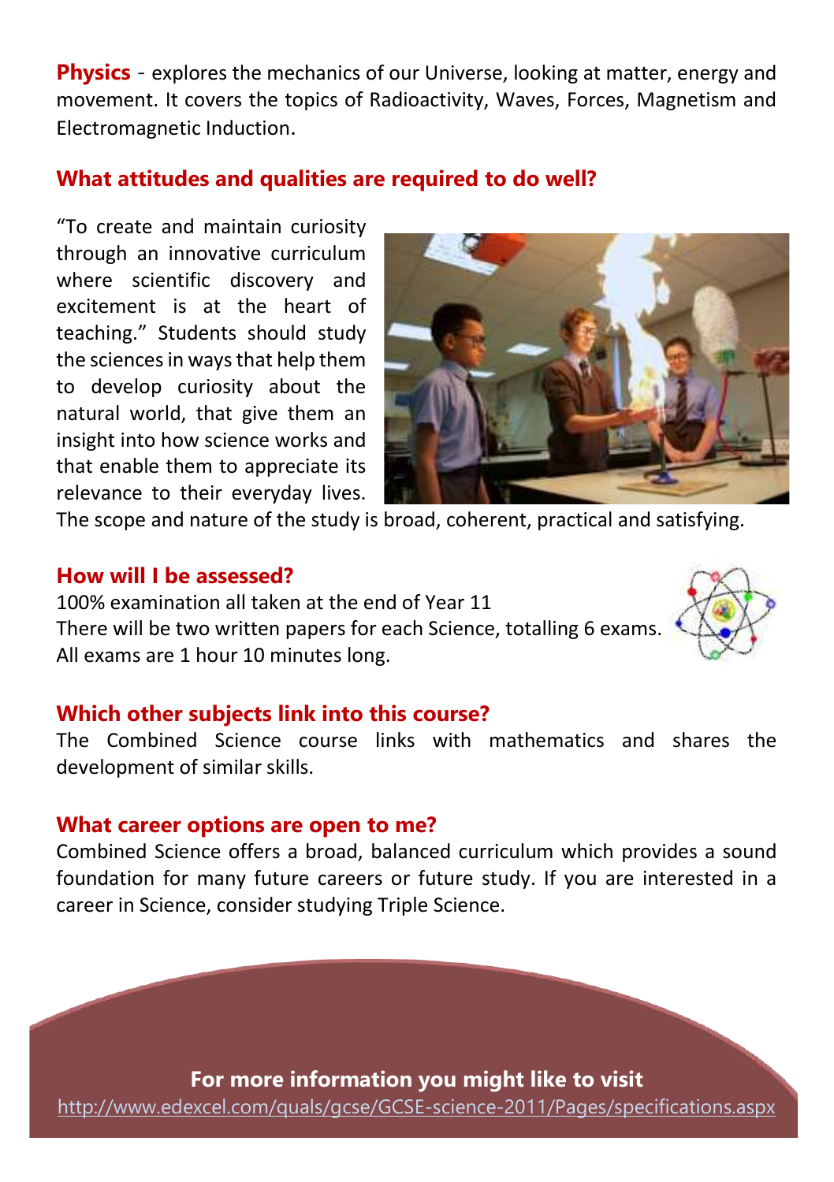**Physics** - explores the mechanics of our Universe, looking at matter, energy and movement. It covers the topics of Radioactivity, Waves, Forces, Magnetism and Electromagnetic Induction.

## What attitudes and qualities are required to do well?

"To create and maintain curiosity through an innovative curriculum where scientific discovery and excitement is at the heart of teaching." Students should study the sciences in ways that help them to develop curiosity about the natural world, that give them an insight into how science works and that enable them to appreciate its relevance to their everyday lives. The scope and nature of the study is broad, coherent, practical and satisfying.

## How will I be assessed?

100% examination all taken at the end of Year 11
There will be two written papers for each Science, totalling 6 exams.
All exams are 1 hour 10 minutes long.

## Which other subjects link into this course?

The Combined Science course links with mathematics and shares the development of similar skills.

## What career options are open to me?

Combined Science offers a broad, balanced curriculum which provides a sound foundation for many future careers or future study. If you are interested in a career in Science, consider studying Triple Science.

**For more information you might like to visit**

http://www.edexcel.com/quals/gcse/GCSE-science-2011/Pages/specifications.aspx